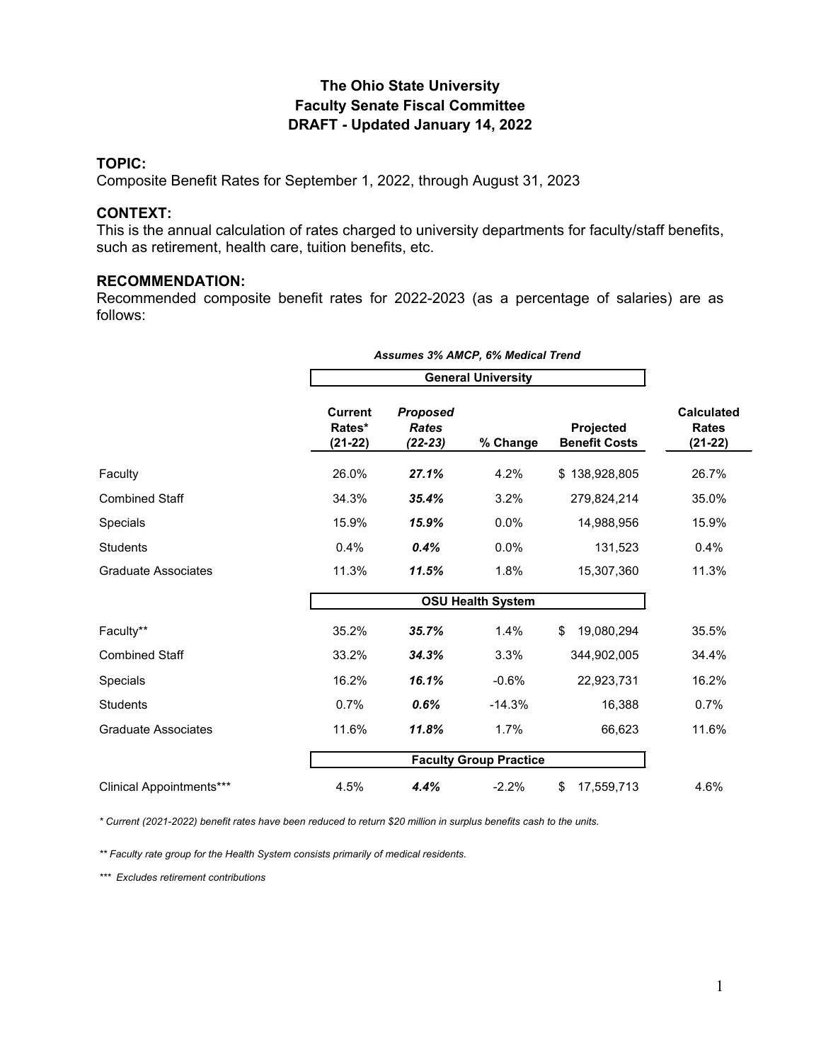# The Ohio State University
## Faculty Senate Fiscal Committee
## DRAFT - Updated January 14, 2022

**TOPIC:**
Composite Benefit Rates for September 1, 2022, through August 31, 2023

**CONTEXT:**
This is the annual calculation of rates charged to university departments for faculty/staff benefits, such as retirement, health care, tuition benefits, etc.

**RECOMMENDATION:**
Recommended composite benefit rates for 2022-2023 (as a percentage of salaries) are as follows:

*Assumes 3% AMCP, 6% Medical Trend*

| | Current Rates* (21-22) | *Proposed Rates (22-23)* | % Change | Projected Benefit Costs | Calculated Rates (21-22) |
|---|---|---|---|---|---|
| | **General University** | | | | |
| Faculty | 26.0% | ***27.1%*** | 4.2% | $ 138,928,805 | 26.7% |
| Combined Staff | 34.3% | ***35.4%*** | 3.2% | 279,824,214 | 35.0% |
| Specials | 15.9% | ***15.9%*** | 0.0% | 14,988,956 | 15.9% |
| Students | 0.4% | ***0.4%*** | 0.0% | 131,523 | 0.4% |
| Graduate Associates | 11.3% | ***11.5%*** | 1.8% | 15,307,360 | 11.3% |
| | **OSU Health System** | | | | |
| Faculty** | 35.2% | ***35.7%*** | 1.4% | $ 19,080,294 | 35.5% |
| Combined Staff | 33.2% | ***34.3%*** | 3.3% | 344,902,005 | 34.4% |
| Specials | 16.2% | ***16.1%*** | -0.6% | 22,923,731 | 16.2% |
| Students | 0.7% | ***0.6%*** | -14.3% | 16,388 | 0.7% |
| Graduate Associates | 11.6% | ***11.8%*** | 1.7% | 66,623 | 11.6% |
| | **Faculty Group Practice** | | | | |
| Clinical Appointments*** | 4.5% | ***4.4%*** | -2.2% | $ 17,559,713 | 4.6% |

*\* Current (2021-2022) benefit rates have been reduced to return $20 million in surplus benefits cash to the units.*

*\*\* Faculty rate group for the Health System consists primarily of medical residents.*

*\*\*\* Excludes retirement contributions*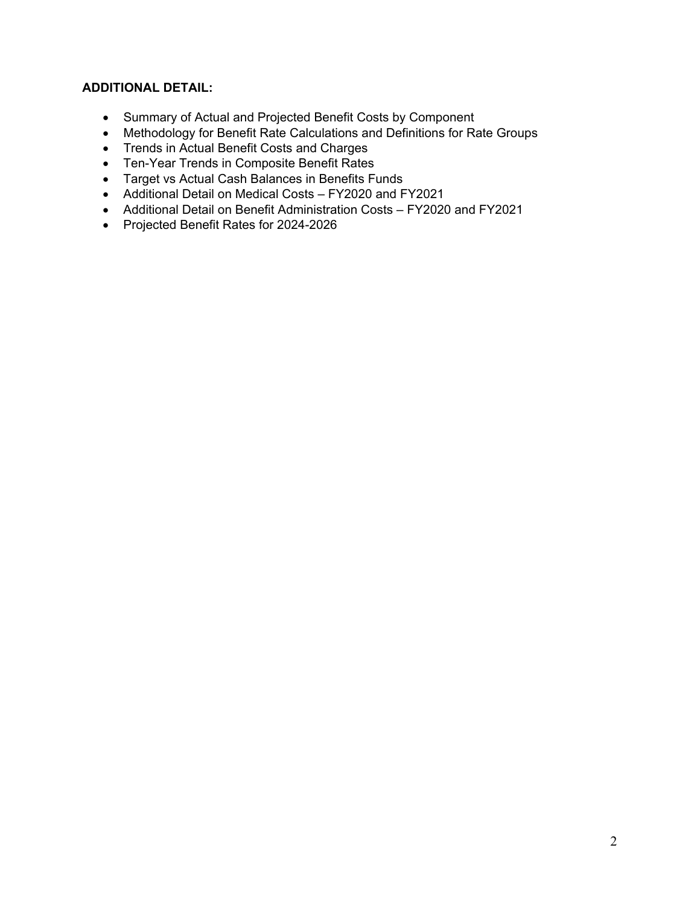**ADDITIONAL DETAIL:**

- Summary of Actual and Projected Benefit Costs by Component
- Methodology for Benefit Rate Calculations and Definitions for Rate Groups
- Trends in Actual Benefit Costs and Charges
- Ten-Year Trends in Composite Benefit Rates
- Target vs Actual Cash Balances in Benefits Funds
- Additional Detail on Medical Costs – FY2020 and FY2021
- Additional Detail on Benefit Administration Costs – FY2020 and FY2021
- Projected Benefit Rates for 2024-2026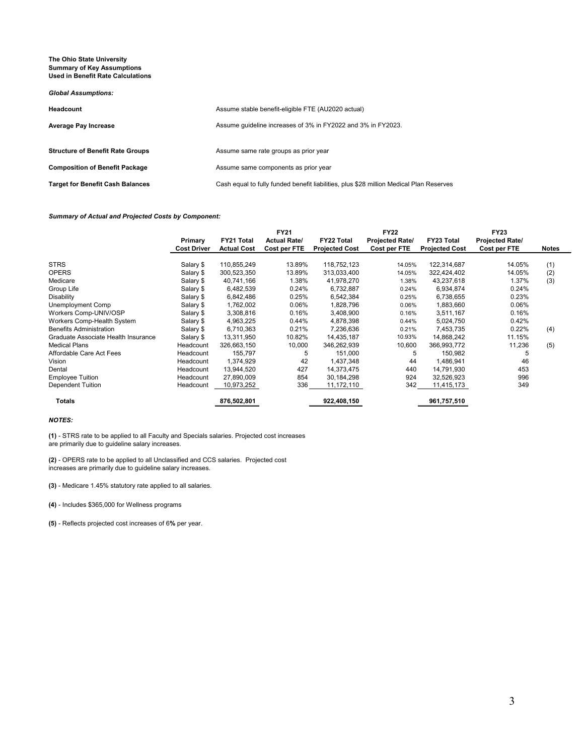**The Ohio State University**
**Summary of Key Assumptions**
**Used in Benefit Rate Calculations**

***Global Assumptions:***

| | |
|---|---|
| **Headcount** | Assume stable benefit-eligible FTE (AU2020 actual) |
| **Average Pay Increase** | Assume guideline increases of 3% in FY2022 and 3% in FY2023. |
| **Structure of Benefit Rate Groups** | Assume same rate groups as prior year |
| **Composition of Benefit Package** | Assume same components as prior year |
| **Target for Benefit Cash Balances** | Cash equal to fully funded benefit liabilities, plus $28 million Medical Plan Reserves |

***Summary of Actual and Projected Costs by Component:***

| | Primary Cost Driver | FY21 Total Actual Cost | FY21 Actual Rate/ Cost per FTE | FY22 Total Projected Cost | FY22 Projected Rate/ Cost per FTE | FY23 Total Projected Cost | FY23 Projected Rate/ Cost per FTE | Notes |
|---|---|---|---|---|---|---|---|---|
| STRS | Salary $ | 110,855,249 | 13.89% | 118,752,123 | 14.05% | 122,314,687 | 14.05% | (1) |
| OPERS | Salary $ | 300,523,350 | 13.89% | 313,033,400 | 14.05% | 322,424,402 | 14.05% | (2) |
| Medicare | Salary $ | 40,741,166 | 1.38% | 41,978,270 | 1.38% | 43,237,618 | 1.37% | (3) |
| Group Life | Salary $ | 6,482,539 | 0.24% | 6,732,887 | 0.24% | 6,934,874 | 0.24% | |
| Disability | Salary $ | 6,842,486 | 0.25% | 6,542,384 | 0.25% | 6,738,655 | 0.23% | |
| Unemployment Comp | Salary $ | 1,762,002 | 0.06% | 1,828,796 | 0.06% | 1,883,660 | 0.06% | |
| Workers Comp-UNIV/OSP | Salary $ | 3,308,816 | 0.16% | 3,408,900 | 0.16% | 3,511,167 | 0.16% | |
| Workers Comp-Health System | Salary $ | 4,963,225 | 0.44% | 4,878,398 | 0.44% | 5,024,750 | 0.42% | |
| Benefits Administration | Salary $ | 6,710,363 | 0.21% | 7,236,636 | 0.21% | 7,453,735 | 0.22% | (4) |
| Graduate Associate Health Insurance | Salary $ | 13,311,950 | 10.82% | 14,435,187 | 10.93% | 14,868,242 | 11.15% | |
| Medical Plans | Headcount | 326,663,150 | 10,000 | 346,262,939 | 10,600 | 366,993,772 | 11,236 | (5) |
| Affordable Care Act Fees | Headcount | 155,797 | 5 | 151,000 | 5 | 150,982 | 5 | |
| Vision | Headcount | 1,374,929 | 42 | 1,437,348 | 44 | 1,486,941 | 46 | |
| Dental | Headcount | 13,944,520 | 427 | 14,373,475 | 440 | 14,791,930 | 453 | |
| Employee Tuition | Headcount | 27,890,009 | 854 | 30,184,298 | 924 | 32,526,923 | 996 | |
| Dependent Tuition | Headcount | 10,973,252 | 336 | 11,172,110 | 342 | 11,415,173 | 349 | |
| **Totals** | | **876,502,801** | | **922,408,150** | | **961,757,510** | | |

***NOTES:***

**(1)** - STRS rate to be applied to all Faculty and Specials salaries. Projected cost increases are primarily due to guideline salary increases.

**(2)** - OPERS rate to be applied to all Unclassified and CCS salaries. Projected cost increases are primarily due to guideline salary increases.

**(3)** - Medicare 1.45% statutory rate applied to all salaries.

**(4)** - Includes $365,000 for Wellness programs

**(5)** - Reflects projected cost increases of 6**%** per year.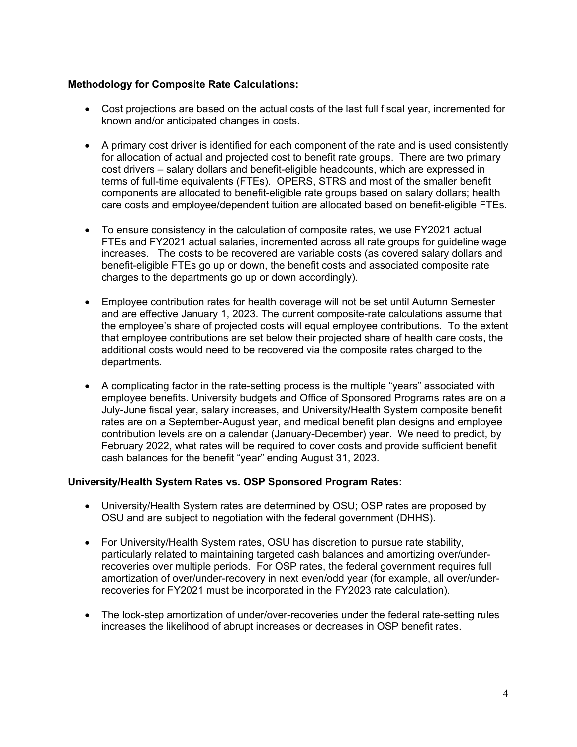**Methodology for Composite Rate Calculations:**

- Cost projections are based on the actual costs of the last full fiscal year, incremented for known and/or anticipated changes in costs.

- A primary cost driver is identified for each component of the rate and is used consistently for allocation of actual and projected cost to benefit rate groups. There are two primary cost drivers – salary dollars and benefit-eligible headcounts, which are expressed in terms of full-time equivalents (FTEs). OPERS, STRS and most of the smaller benefit components are allocated to benefit-eligible rate groups based on salary dollars; health care costs and employee/dependent tuition are allocated based on benefit-eligible FTEs.

- To ensure consistency in the calculation of composite rates, we use FY2021 actual FTEs and FY2021 actual salaries, incremented across all rate groups for guideline wage increases. The costs to be recovered are variable costs (as covered salary dollars and benefit-eligible FTEs go up or down, the benefit costs and associated composite rate charges to the departments go up or down accordingly).

- Employee contribution rates for health coverage will not be set until Autumn Semester and are effective January 1, 2023. The current composite-rate calculations assume that the employee's share of projected costs will equal employee contributions. To the extent that employee contributions are set below their projected share of health care costs, the additional costs would need to be recovered via the composite rates charged to the departments.

- A complicating factor in the rate-setting process is the multiple "years" associated with employee benefits. University budgets and Office of Sponsored Programs rates are on a July-June fiscal year, salary increases, and University/Health System composite benefit rates are on a September-August year, and medical benefit plan designs and employee contribution levels are on a calendar (January-December) year. We need to predict, by February 2022, what rates will be required to cover costs and provide sufficient benefit cash balances for the benefit "year" ending August 31, 2023.

**University/Health System Rates vs. OSP Sponsored Program Rates:**

- University/Health System rates are determined by OSU; OSP rates are proposed by OSU and are subject to negotiation with the federal government (DHHS).

- For University/Health System rates, OSU has discretion to pursue rate stability, particularly related to maintaining targeted cash balances and amortizing over/under-recoveries over multiple periods. For OSP rates, the federal government requires full amortization of over/under-recovery in next even/odd year (for example, all over/under-recoveries for FY2021 must be incorporated in the FY2023 rate calculation).

- The lock-step amortization of under/over-recoveries under the federal rate-setting rules increases the likelihood of abrupt increases or decreases in OSP benefit rates.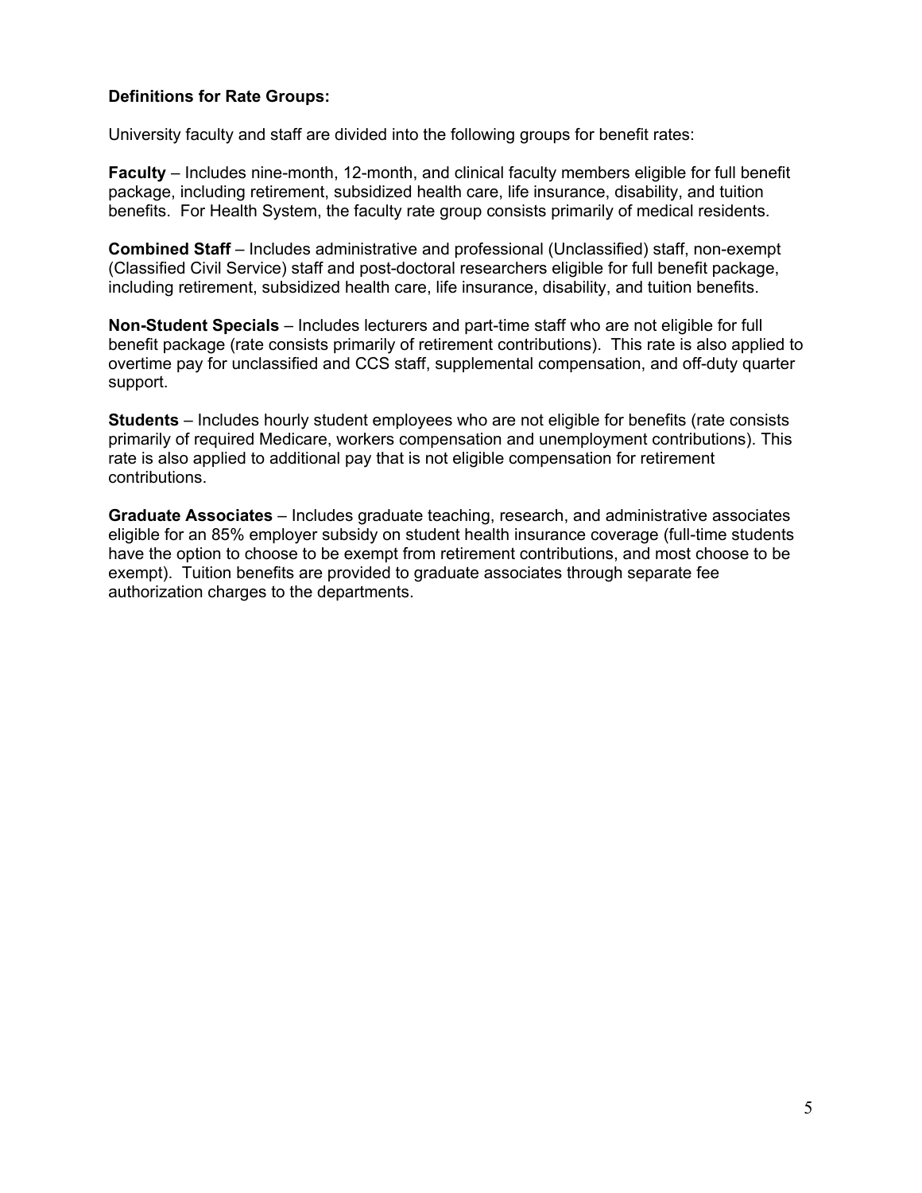**Definitions for Rate Groups:**

University faculty and staff are divided into the following groups for benefit rates:

**Faculty** – Includes nine-month, 12-month, and clinical faculty members eligible for full benefit package, including retirement, subsidized health care, life insurance, disability, and tuition benefits. For Health System, the faculty rate group consists primarily of medical residents.

**Combined Staff** – Includes administrative and professional (Unclassified) staff, non-exempt (Classified Civil Service) staff and post-doctoral researchers eligible for full benefit package, including retirement, subsidized health care, life insurance, disability, and tuition benefits.

**Non-Student Specials** – Includes lecturers and part-time staff who are not eligible for full benefit package (rate consists primarily of retirement contributions). This rate is also applied to overtime pay for unclassified and CCS staff, supplemental compensation, and off-duty quarter support.

**Students** – Includes hourly student employees who are not eligible for benefits (rate consists primarily of required Medicare, workers compensation and unemployment contributions). This rate is also applied to additional pay that is not eligible compensation for retirement contributions.

**Graduate Associates** – Includes graduate teaching, research, and administrative associates eligible for an 85% employer subsidy on student health insurance coverage (full-time students have the option to choose to be exempt from retirement contributions, and most choose to be exempt). Tuition benefits are provided to graduate associates through separate fee authorization charges to the departments.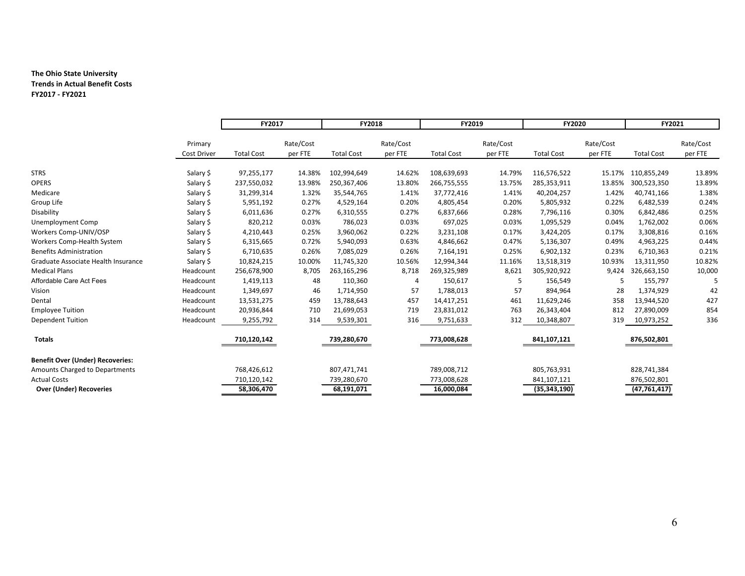**The Ohio State University**
**Trends in Actual Benefit Costs**
**FY2017 - FY2021**

| | | FY2017 | | FY2018 | | FY2019 | | FY2020 | | FY2021 | |
|---|---|---|---|---|---|---|---|---|---|---|---|
| | Primary Cost Driver | Total Cost | Rate/Cost per FTE | Total Cost | Rate/Cost per FTE | Total Cost | Rate/Cost per FTE | Total Cost | Rate/Cost per FTE | Total Cost | Rate/Cost per FTE |
| STRS | Salary $ | 97,255,177 | 14.38% | 102,994,649 | 14.62% | 108,639,693 | 14.79% | 116,576,522 | 15.17% | 110,855,249 | 13.89% |
| OPERS | Salary $ | 237,550,032 | 13.98% | 250,367,406 | 13.80% | 266,755,555 | 13.75% | 285,353,911 | 13.85% | 300,523,350 | 13.89% |
| Medicare | Salary $ | 31,299,314 | 1.32% | 35,544,765 | 1.41% | 37,772,416 | 1.41% | 40,204,257 | 1.42% | 40,741,166 | 1.38% |
| Group Life | Salary $ | 5,951,192 | 0.27% | 4,529,164 | 0.20% | 4,805,454 | 0.20% | 5,805,932 | 0.22% | 6,482,539 | 0.24% |
| Disability | Salary $ | 6,011,636 | 0.27% | 6,310,555 | 0.27% | 6,837,666 | 0.28% | 7,796,116 | 0.30% | 6,842,486 | 0.25% |
| Unemployment Comp | Salary $ | 820,212 | 0.03% | 786,023 | 0.03% | 697,025 | 0.03% | 1,095,529 | 0.04% | 1,762,002 | 0.06% |
| Workers Comp-UNIV/OSP | Salary $ | 4,210,443 | 0.25% | 3,960,062 | 0.22% | 3,231,108 | 0.17% | 3,424,205 | 0.17% | 3,308,816 | 0.16% |
| Workers Comp-Health System | Salary $ | 6,315,665 | 0.72% | 5,940,093 | 0.63% | 4,846,662 | 0.47% | 5,136,307 | 0.49% | 4,963,225 | 0.44% |
| Benefits Administration | Salary $ | 6,710,635 | 0.26% | 7,085,029 | 0.26% | 7,164,191 | 0.25% | 6,902,132 | 0.23% | 6,710,363 | 0.21% |
| Graduate Associate Health Insurance | Salary $ | 10,824,215 | 10.00% | 11,745,320 | 10.56% | 12,994,344 | 11.16% | 13,518,319 | 10.93% | 13,311,950 | 10.82% |
| Medical Plans | Headcount | 256,678,900 | 8,705 | 263,165,296 | 8,718 | 269,325,989 | 8,621 | 305,920,922 | 9,424 | 326,663,150 | 10,000 |
| Affordable Care Act Fees | Headcount | 1,419,113 | 48 | 110,360 | 4 | 150,617 | 5 | 156,549 | 5 | 155,797 | 5 |
| Vision | Headcount | 1,349,697 | 46 | 1,714,950 | 57 | 1,788,013 | 57 | 894,964 | 28 | 1,374,929 | 42 |
| Dental | Headcount | 13,531,275 | 459 | 13,788,643 | 457 | 14,417,251 | 461 | 11,629,246 | 358 | 13,944,520 | 427 |
| Employee Tuition | Headcount | 20,936,844 | 710 | 21,699,053 | 719 | 23,831,012 | 763 | 26,343,404 | 812 | 27,890,009 | 854 |
| Dependent Tuition | Headcount | 9,255,792 | 314 | 9,539,301 | 316 | 9,751,633 | 312 | 10,348,807 | 319 | 10,973,252 | 336 |
| **Totals** | | **710,120,142** | | **739,280,670** | | **773,008,628** | | **841,107,121** | | **876,502,801** | |
| **Benefit Over (Under) Recoveries:** | | | | | | | | | | | |
| Amounts Charged to Departments | | 768,426,612 | | 807,471,741 | | 789,008,712 | | 805,763,931 | | 828,741,384 | |
| Actual Costs | | 710,120,142 | | 739,280,670 | | 773,008,628 | | 841,107,121 | | 876,502,801 | |
| **Over (Under) Recoveries** | | **58,306,470** | | **68,191,071** | | **16,000,084** | | **(35,343,190)** | | **(47,761,417)** | |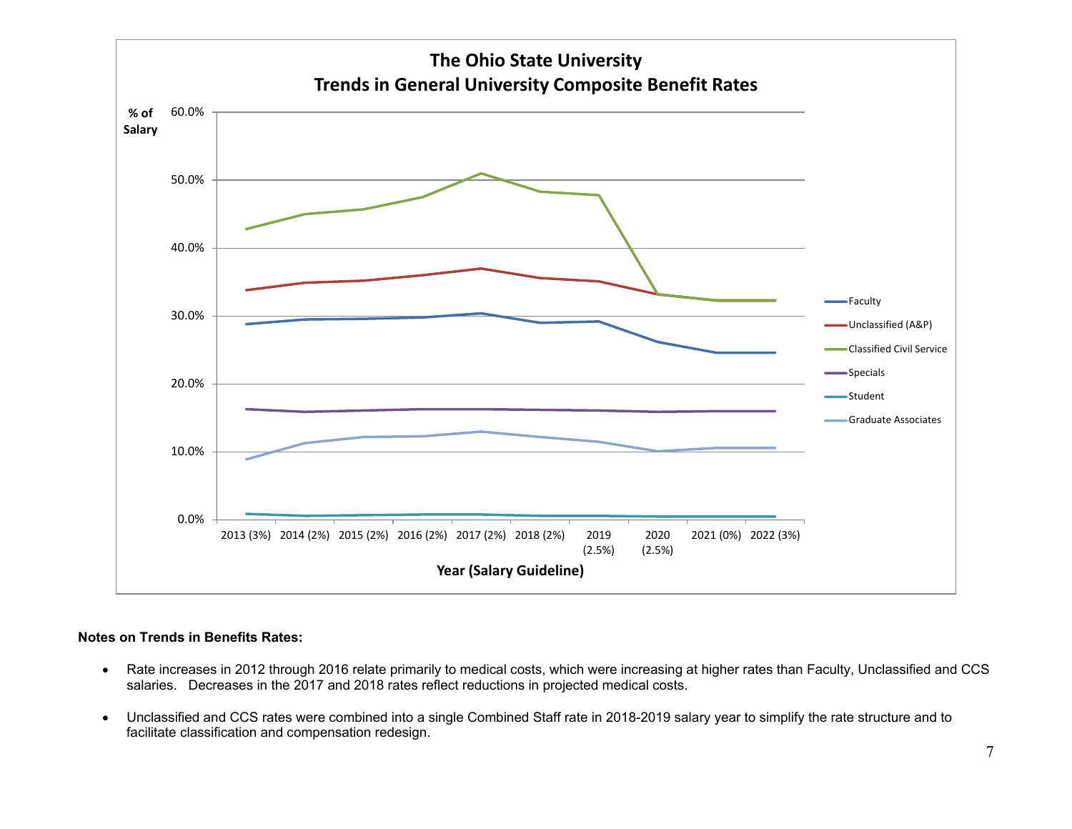## The Ohio State University
## Trends in General University Composite Benefit Rates

% of Salary: 60.0%, 50.0%, 40.0%, 30.0%, 20.0%, 10.0%, 0.0%

Year (Salary Guideline): 2013 (3%), 2014 (2%), 2015 (2%), 2016 (2%), 2017 (2%), 2018 (2%), 2019 (2.5%), 2020 (2.5%), 2021 (0%), 2022 (3%)

Legend: Faculty, Unclassified (A&P), Classified Civil Service, Specials, Student, Graduate Associates

**Notes on Trends in Benefits Rates:**

- Rate increases in 2012 through 2016 relate primarily to medical costs, which were increasing at higher rates than Faculty, Unclassified and CCS salaries. Decreases in the 2017 and 2018 rates reflect reductions in projected medical costs.
- Unclassified and CCS rates were combined into a single Combined Staff rate in 2018-2019 salary year to simplify the rate structure and to facilitate classification and compensation redesign.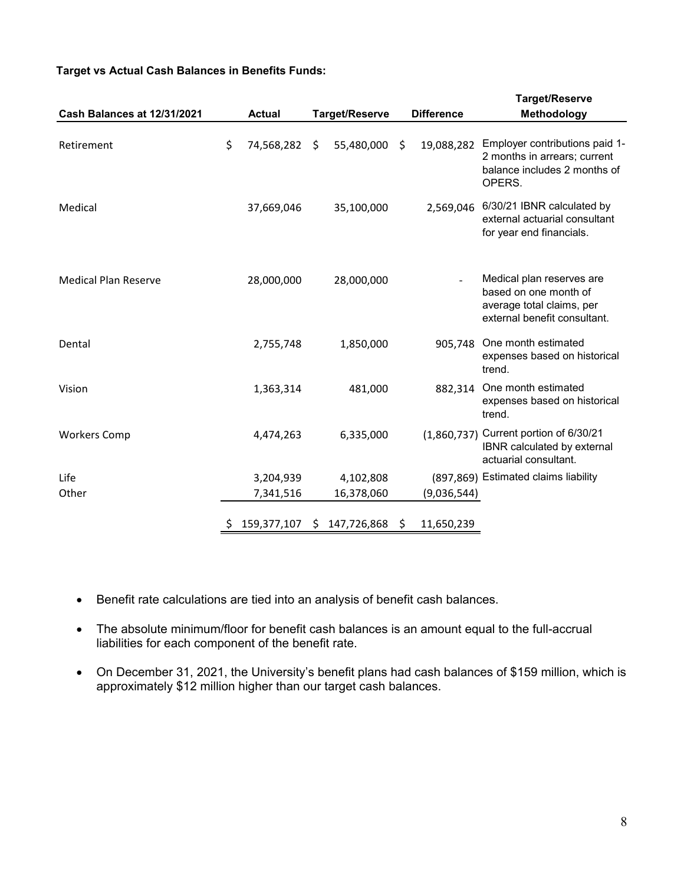**Target vs Actual Cash Balances in Benefits Funds:**

| Cash Balances at 12/31/2021 | Actual | Target/Reserve | Difference | Target/Reserve Methodology |
|---|---|---|---|---|
| Retirement | $ 74,568,282 | $ 55,480,000 | $ 19,088,282 | Employer contributions paid 1-2 months in arrears; current balance includes 2 months of OPERS. |
| Medical | 37,669,046 | 35,100,000 | 2,569,046 | 6/30/21 IBNR calculated by external actuarial consultant for year end financials. |
| Medical Plan Reserve | 28,000,000 | 28,000,000 | - | Medical plan reserves are based on one month of average total claims, per external benefit consultant. |
| Dental | 2,755,748 | 1,850,000 | 905,748 | One month estimated expenses based on historical trend. |
| Vision | 1,363,314 | 481,000 | 882,314 | One month estimated expenses based on historical trend. |
| Workers Comp | 4,474,263 | 6,335,000 | (1,860,737) | Current portion of 6/30/21 IBNR calculated by external actuarial consultant. |
| Life | 3,204,939 | 4,102,808 | (897,869) | Estimated claims liability |
| Other | 7,341,516 | 16,378,060 | (9,036,544) | |
| | $ 159,377,107 | $ 147,726,868 | $ 11,650,239 | |

- Benefit rate calculations are tied into an analysis of benefit cash balances.
- The absolute minimum/floor for benefit cash balances is an amount equal to the full-accrual liabilities for each component of the benefit rate.
- On December 31, 2021, the University's benefit plans had cash balances of $159 million, which is approximately $12 million higher than our target cash balances.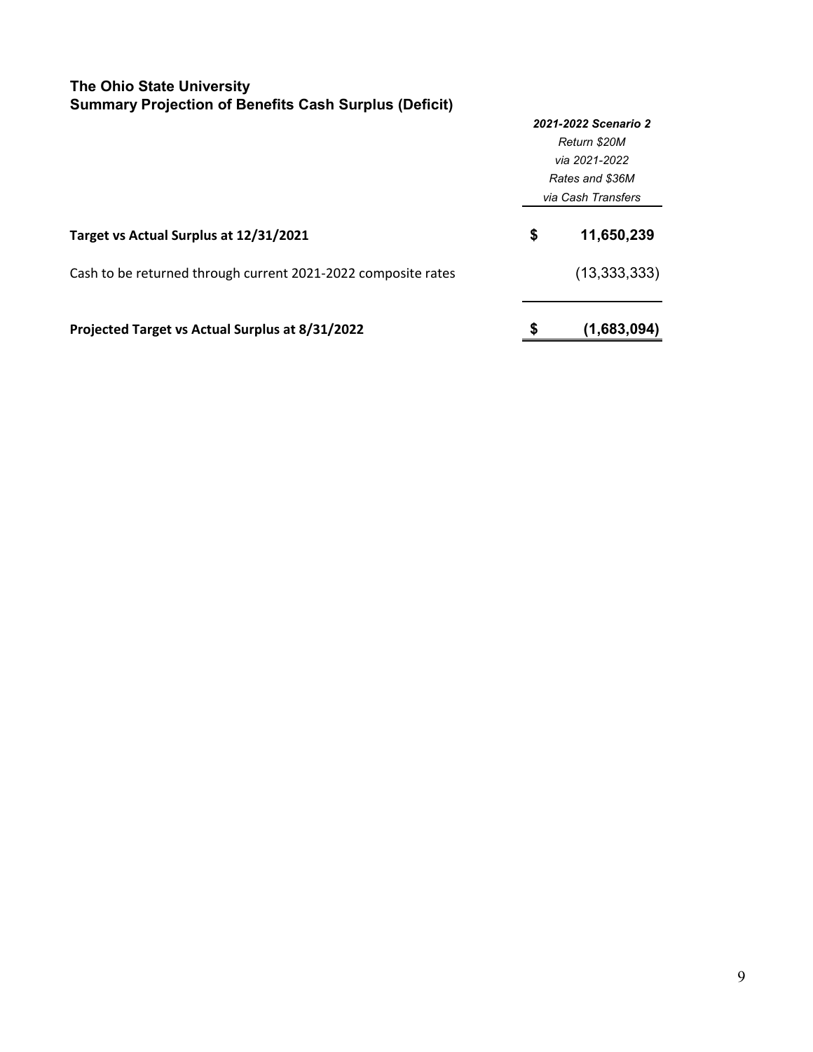## The Ohio State University
## Summary Projection of Benefits Cash Surplus (Deficit)

| | ***2021-2022 Scenario 2*** *Return \$20M via 2021-2022 Rates and \$36M via Cash Transfers* |
|---|---|
| **Target vs Actual Surplus at 12/31/2021** | **$ 11,650,239** |
| Cash to be returned through current 2021-2022 composite rates | (13,333,333) |
| **Projected Target vs Actual Surplus at 8/31/2022** | **$ (1,683,094)** |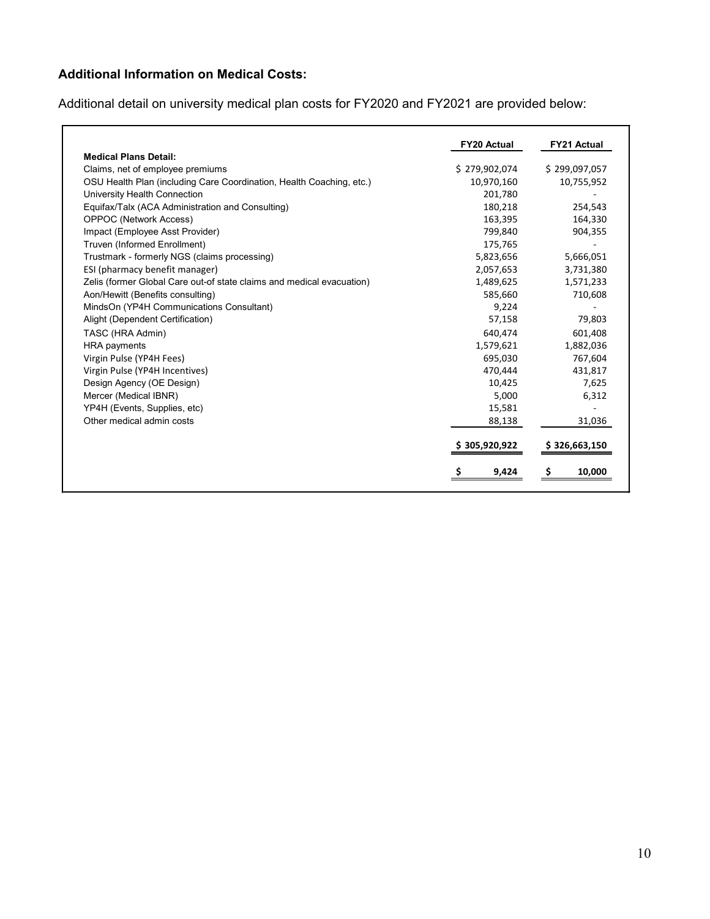### **Additional Information on Medical Costs:**

Additional detail on university medical plan costs for FY2020 and FY2021 are provided below:

| | FY20 Actual | FY21 Actual |
|---|---|---|
| **Medical Plans Detail:** | | |
| Claims, net of employee premiums | $ 279,902,074 | $ 299,097,057 |
| OSU Health Plan (including Care Coordination, Health Coaching, etc.) | 10,970,160 | 10,755,952 |
| University Health Connection | 201,780 | - |
| Equifax/Talx (ACA Administration and Consulting) | 180,218 | 254,543 |
| OPPOC (Network Access) | 163,395 | 164,330 |
| Impact (Employee Asst Provider) | 799,840 | 904,355 |
| Truven (Informed Enrollment) | 175,765 | - |
| Trustmark - formerly NGS (claims processing) | 5,823,656 | 5,666,051 |
| ESI (pharmacy benefit manager) | 2,057,653 | 3,731,380 |
| Zelis (former Global Care out-of state claims and medical evacuation) | 1,489,625 | 1,571,233 |
| Aon/Hewitt (Benefits consulting) | 585,660 | 710,608 |
| MindsOn (YP4H Communications Consultant) | 9,224 | - |
| Alight (Dependent Certification) | 57,158 | 79,803 |
| TASC (HRA Admin) | 640,474 | 601,408 |
| HRA payments | 1,579,621 | 1,882,036 |
| Virgin Pulse (YP4H Fees) | 695,030 | 767,604 |
| Virgin Pulse (YP4H Incentives) | 470,444 | 431,817 |
| Design Agency (OE Design) | 10,425 | 7,625 |
| Mercer (Medical IBNR) | 5,000 | 6,312 |
| YP4H (Events, Supplies, etc) | 15,581 | - |
| Other medical admin costs | 88,138 | 31,036 |
| | **$ 305,920,922** | **$ 326,663,150** |
| | **$ 9,424** | **$ 10,000** |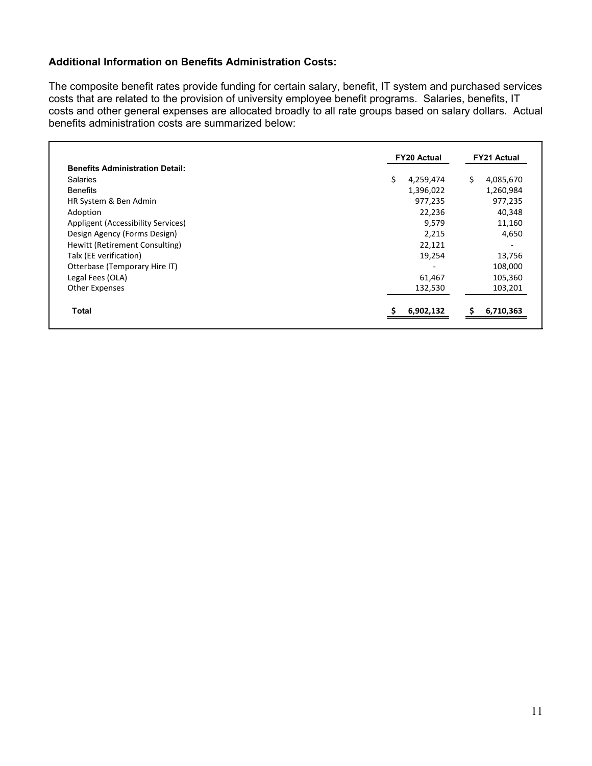**Additional Information on Benefits Administration Costs:**

The composite benefit rates provide funding for certain salary, benefit, IT system and purchased services costs that are related to the provision of university employee benefit programs. Salaries, benefits, IT costs and other general expenses are allocated broadly to all rate groups based on salary dollars. Actual benefits administration costs are summarized below:

| | FY20 Actual | FY21 Actual |
|---|---|---|
| **Benefits Administration Detail:** | | |
| Salaries | $ 4,259,474 | $ 4,085,670 |
| Benefits | 1,396,022 | 1,260,984 |
| HR System & Ben Admin | 977,235 | 977,235 |
| Adoption | 22,236 | 40,348 |
| Appligent (Accessibility Services) | 9,579 | 11,160 |
| Design Agency (Forms Design) | 2,215 | 4,650 |
| Hewitt (Retirement Consulting) | 22,121 | - |
| Talx (EE verification) | 19,254 | 13,756 |
| Otterbase (Temporary Hire IT) | - | 108,000 |
| Legal Fees (OLA) | 61,467 | 105,360 |
| Other Expenses | 132,530 | 103,201 |
| **Total** | **$ 6,902,132** | **$ 6,710,363** |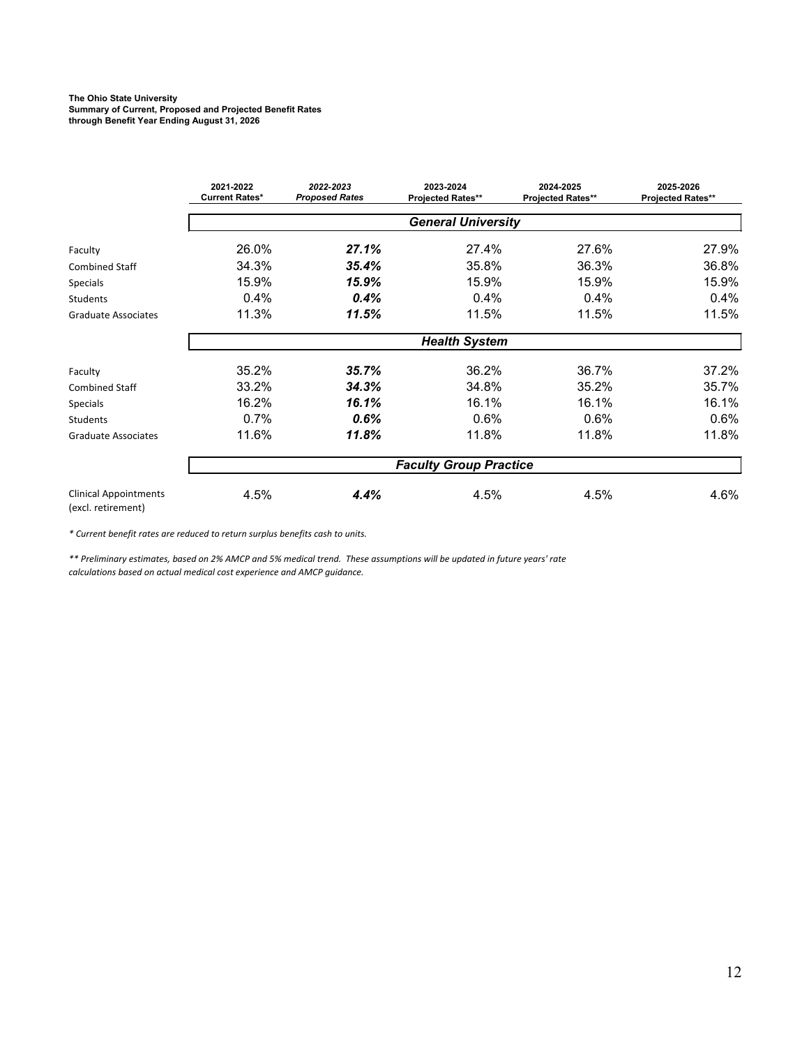**The Ohio State University**
**Summary of Current, Proposed and Projected Benefit Rates**
**through Benefit Year Ending August 31, 2026**

| | 2021-2022 Current Rates* | *2022-2023 Proposed Rates* | 2023-2024 Projected Rates** | 2024-2025 Projected Rates** | 2025-2026 Projected Rates** |
|---|---|---|---|---|---|
| | | | ***General University*** | | |
| Faculty | 26.0% | ***27.1%*** | 27.4% | 27.6% | 27.9% |
| Combined Staff | 34.3% | ***35.4%*** | 35.8% | 36.3% | 36.8% |
| Specials | 15.9% | ***15.9%*** | 15.9% | 15.9% | 15.9% |
| Students | 0.4% | ***0.4%*** | 0.4% | 0.4% | 0.4% |
| Graduate Associates | 11.3% | ***11.5%*** | 11.5% | 11.5% | 11.5% |
| | | | ***Health System*** | | |
| Faculty | 35.2% | ***35.7%*** | 36.2% | 36.7% | 37.2% |
| Combined Staff | 33.2% | ***34.3%*** | 34.8% | 35.2% | 35.7% |
| Specials | 16.2% | ***16.1%*** | 16.1% | 16.1% | 16.1% |
| Students | 0.7% | ***0.6%*** | 0.6% | 0.6% | 0.6% |
| Graduate Associates | 11.6% | ***11.8%*** | 11.8% | 11.8% | 11.8% |
| | | | ***Faculty Group Practice*** | | |
| Clinical Appointments (excl. retirement) | 4.5% | ***4.4%*** | 4.5% | 4.5% | 4.6% |

*\* Current benefit rates are reduced to return surplus benefits cash to units.*

*\*\* Preliminary estimates, based on 2% AMCP and 5% medical trend. These assumptions will be updated in future years' rate calculations based on actual medical cost experience and AMCP guidance.*